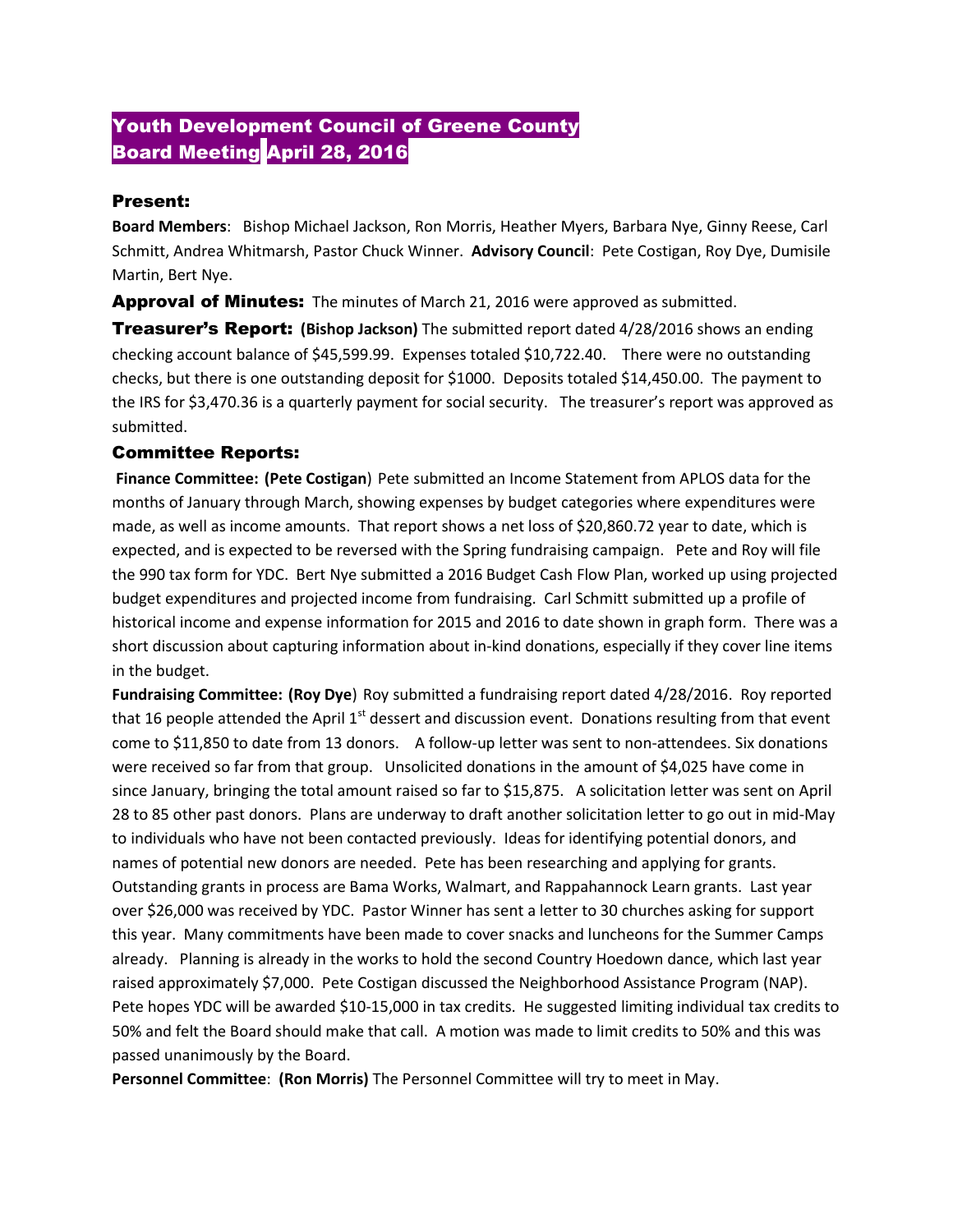# Youth Development Council of Greene County
# Board Meeting April 28, 2016

## Present:

**Board Members**: Bishop Michael Jackson, Ron Morris, Heather Myers, Barbara Nye, Ginny Reese, Carl Schmitt, Andrea Whitmarsh, Pastor Chuck Winner. **Advisory Council**: Pete Costigan, Roy Dye, Dumisile Martin, Bert Nye.

**Approval of Minutes:** The minutes of March 21, 2016 were approved as submitted.

**Treasurer's Report: (Bishop Jackson)** The submitted report dated 4/28/2016 shows an ending checking account balance of $45,599.99. Expenses totaled $10,722.40. There were no outstanding checks, but there is one outstanding deposit for $1000. Deposits totaled $14,450.00. The payment to the IRS for $3,470.36 is a quarterly payment for social security. The treasurer's report was approved as submitted.

## Committee Reports:

**Finance Committee: (Pete Costigan**) Pete submitted an Income Statement from APLOS data for the months of January through March, showing expenses by budget categories where expenditures were made, as well as income amounts. That report shows a net loss of $20,860.72 year to date, which is expected, and is expected to be reversed with the Spring fundraising campaign. Pete and Roy will file the 990 tax form for YDC. Bert Nye submitted a 2016 Budget Cash Flow Plan, worked up using projected budget expenditures and projected income from fundraising. Carl Schmitt submitted up a profile of historical income and expense information for 2015 and 2016 to date shown in graph form. There was a short discussion about capturing information about in-kind donations, especially if they cover line items in the budget.

**Fundraising Committee: (Roy Dye**) Roy submitted a fundraising report dated 4/28/2016. Roy reported that 16 people attended the April 1st dessert and discussion event. Donations resulting from that event come to $11,850 to date from 13 donors. A follow-up letter was sent to non-attendees. Six donations were received so far from that group. Unsolicited donations in the amount of $4,025 have come in since January, bringing the total amount raised so far to $15,875. A solicitation letter was sent on April 28 to 85 other past donors. Plans are underway to draft another solicitation letter to go out in mid-May to individuals who have not been contacted previously. Ideas for identifying potential donors, and names of potential new donors are needed. Pete has been researching and applying for grants. Outstanding grants in process are Bama Works, Walmart, and Rappahannock Learn grants. Last year over $26,000 was received by YDC. Pastor Winner has sent a letter to 30 churches asking for support this year. Many commitments have been made to cover snacks and luncheons for the Summer Camps already. Planning is already in the works to hold the second Country Hoedown dance, which last year raised approximately $7,000. Pete Costigan discussed the Neighborhood Assistance Program (NAP). Pete hopes YDC will be awarded $10-15,000 in tax credits. He suggested limiting individual tax credits to 50% and felt the Board should make that call. A motion was made to limit credits to 50% and this was passed unanimously by the Board.

**Personnel Committee**: **(Ron Morris)** The Personnel Committee will try to meet in May.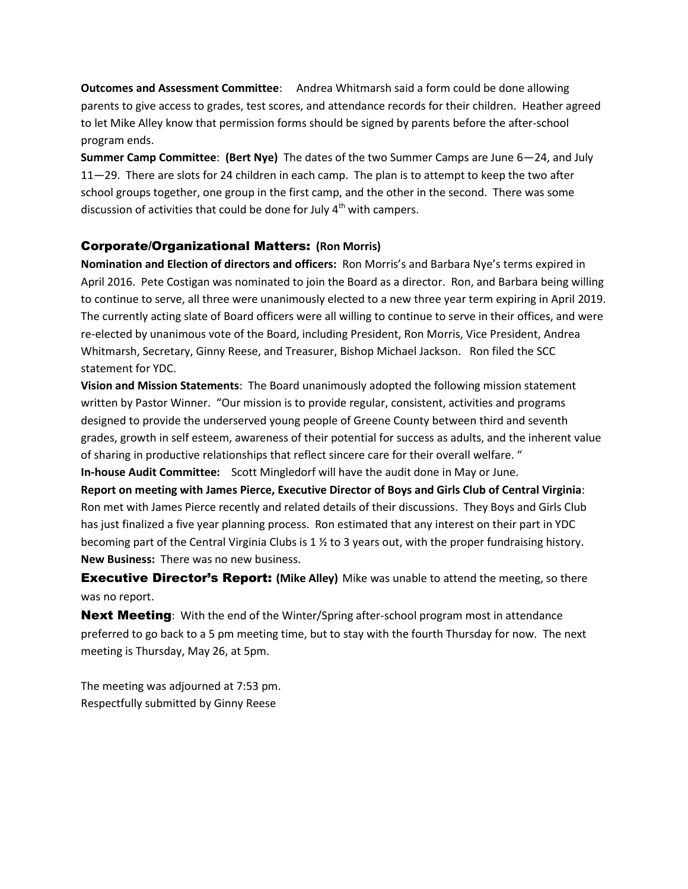**Outcomes and Assessment Committee**: Andrea Whitmarsh said a form could be done allowing parents to give access to grades, test scores, and attendance records for their children. Heather agreed to let Mike Alley know that permission forms should be signed by parents before the after-school program ends.

**Summer Camp Committee**: **(Bert Nye)** The dates of the two Summer Camps are June 6—24, and July 11—29. There are slots for 24 children in each camp. The plan is to attempt to keep the two after school groups together, one group in the first camp, and the other in the second. There was some discussion of activities that could be done for July 4th with campers.

## Corporate/Organizational Matters: **(Ron Morris)**

**Nomination and Election of directors and officers:** Ron Morris's and Barbara Nye's terms expired in April 2016. Pete Costigan was nominated to join the Board as a director. Ron, and Barbara being willing to continue to serve, all three were unanimously elected to a new three year term expiring in April 2019. The currently acting slate of Board officers were all willing to continue to serve in their offices, and were re-elected by unanimous vote of the Board, including President, Ron Morris, Vice President, Andrea Whitmarsh, Secretary, Ginny Reese, and Treasurer, Bishop Michael Jackson. Ron filed the SCC statement for YDC.

**Vision and Mission Statements**: The Board unanimously adopted the following mission statement written by Pastor Winner. "Our mission is to provide regular, consistent, activities and programs designed to provide the underserved young people of Greene County between third and seventh grades, growth in self esteem, awareness of their potential for success as adults, and the inherent value of sharing in productive relationships that reflect sincere care for their overall welfare. "

**In-house Audit Committee:** Scott Mingledorf will have the audit done in May or June.

**Report on meeting with James Pierce, Executive Director of Boys and Girls Club of Central Virginia**: Ron met with James Pierce recently and related details of their discussions. They Boys and Girls Club has just finalized a five year planning process. Ron estimated that any interest on their part in YDC becoming part of the Central Virginia Clubs is 1 ½ to 3 years out, with the proper fundraising history.

**New Business:** There was no new business.

## Executive Director's Report: **(Mike Alley)** Mike was unable to attend the meeting, so there was no report.

## Next Meeting: With the end of the Winter/Spring after-school program most in attendance preferred to go back to a 5 pm meeting time, but to stay with the fourth Thursday for now. The next meeting is Thursday, May 26, at 5pm.

The meeting was adjourned at 7:53 pm.
Respectfully submitted by Ginny Reese